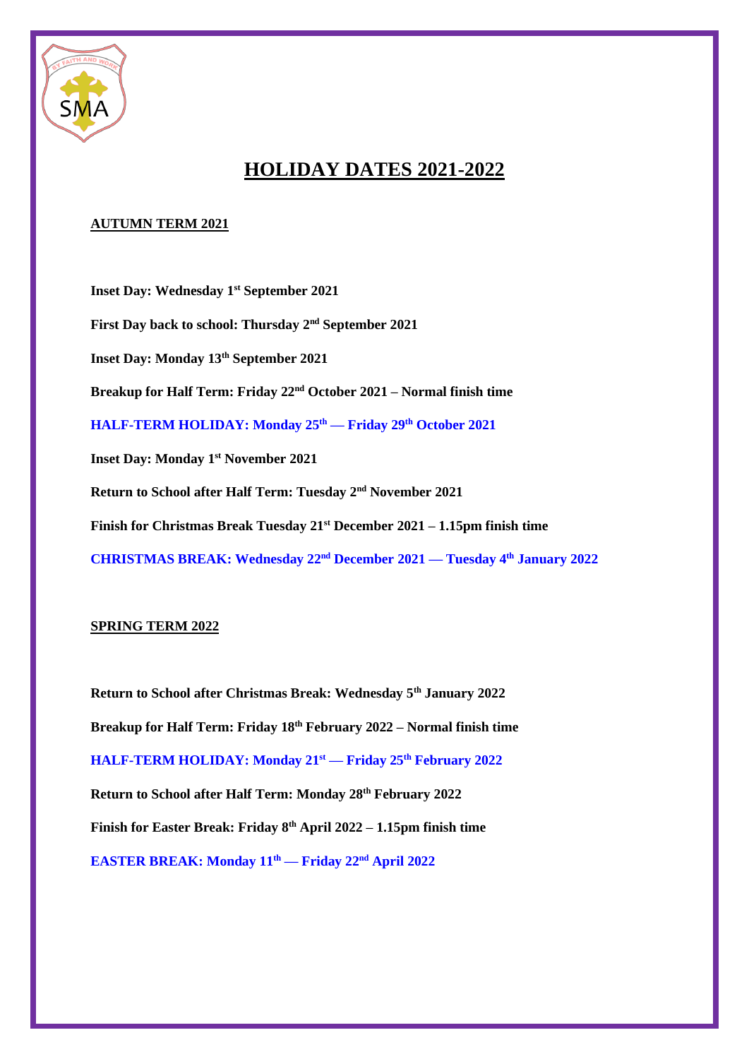# HOLIDAY DATES 2021-2022

## AUTUMN TERM 2021

**Inset Day: Wednesday 1st September 2021**

**First Day back to school: Thursday 2nd September 2021**

**Inset Day: Monday 13th September 2021**

**Breakup for Half Term: Friday 22nd October 2021 – Normal finish time**

**HALF-TERM HOLIDAY: Monday 25th — Friday 29th October 2021**

**Inset Day: Monday 1st November 2021**

**Return to School after Half Term: Tuesday 2nd November 2021**

**Finish for Christmas Break Tuesday 21st December 2021 – 1.15pm finish time**

**CHRISTMAS BREAK: Wednesday 22nd December 2021 — Tuesday 4th January 2022**

## SPRING TERM 2022

**Return to School after Christmas Break: Wednesday 5th January 2022**

**Breakup for Half Term: Friday 18th February 2022 – Normal finish time**

**HALF-TERM HOLIDAY: Monday 21st — Friday 25th February 2022**

**Return to School after Half Term: Monday 28th February 2022**

**Finish for Easter Break: Friday 8th April 2022 – 1.15pm finish time**

**EASTER BREAK: Monday 11th — Friday 22nd April 2022**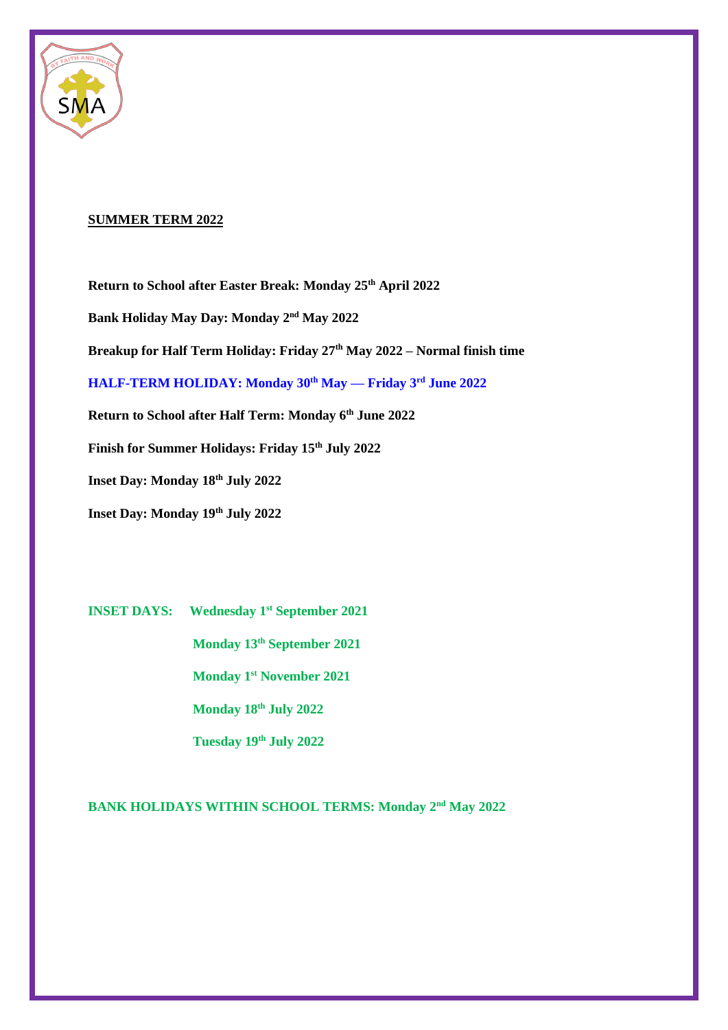**SUMMER TERM 2022**

**Return to School after Easter Break: Monday 25th April 2022**

**Bank Holiday May Day: Monday 2nd May 2022**

**Breakup for Half Term Holiday: Friday 27th May 2022 – Normal finish time**

**HALF-TERM HOLIDAY: Monday 30th May — Friday 3rd June 2022**

**Return to School after Half Term: Monday 6th June 2022**

**Finish for Summer Holidays: Friday 15th July 2022**

**Inset Day: Monday 18th July 2022**

**Inset Day: Monday 19th July 2022**

**INSET DAYS:** **Wednesday 1st September 2021**

**Monday 13th September 2021**

**Monday 1st November 2021**

**Monday 18th July 2022**

**Tuesday 19th July 2022**

**BANK HOLIDAYS WITHIN SCHOOL TERMS: Monday 2nd May 2022**